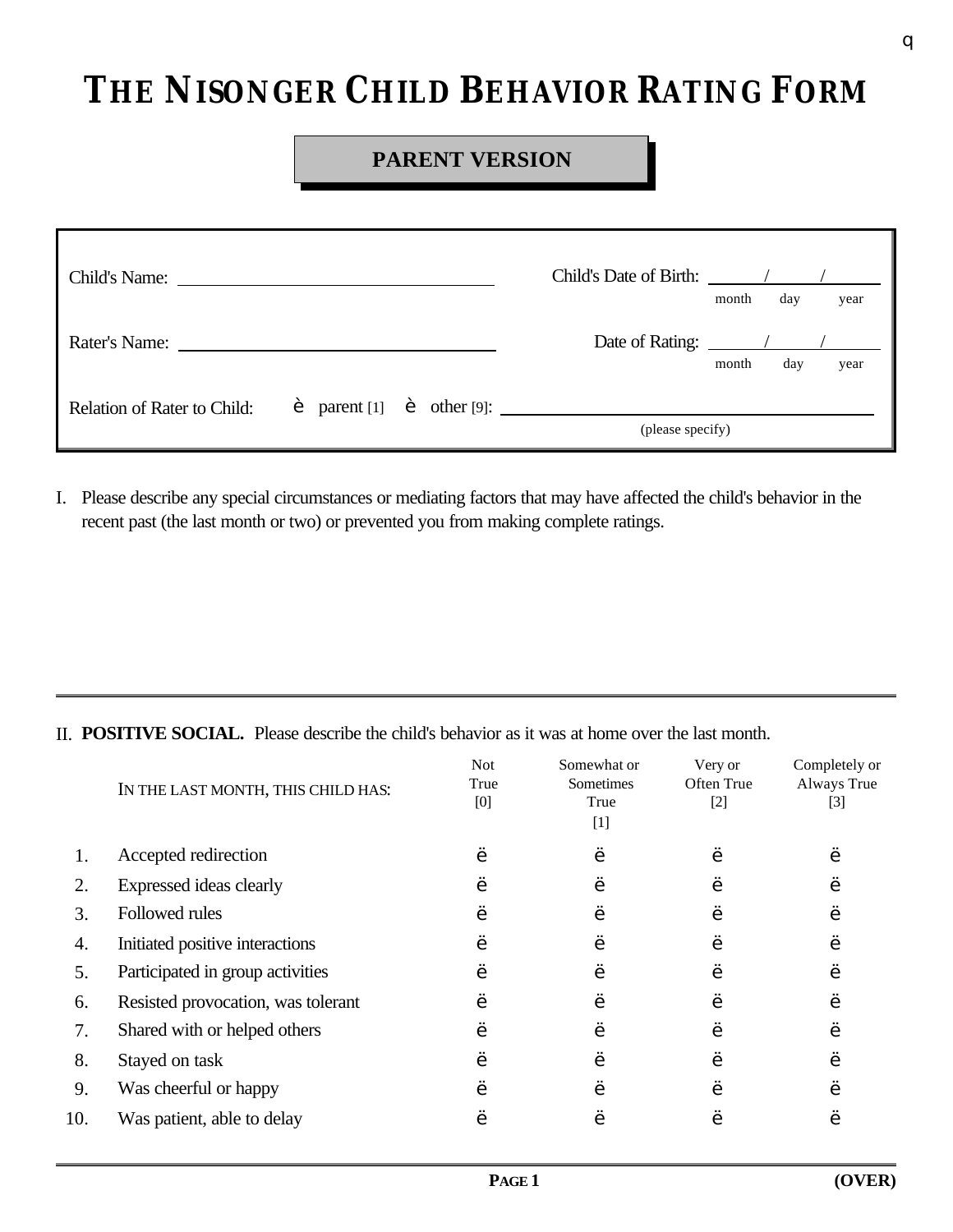# THE NISONGER CHILD BEHAVIOR RATING FORM

## PARENT VERSION

Child's Name: ______________________________

Child's Date of Birth: ____/____/____ (month day year)

Rater's Name: ______________________________

Date of Rating: ____/____/____ (month day year)

Relation of Rater to Child: è parent [1] è other [9]: ______________________________ (please specify)

I. Please describe any special circumstances or mediating factors that may have affected the child's behavior in the recent past (the last month or two) or prevented you from making complete ratings.

II. **POSITIVE SOCIAL.** Please describe the child's behavior as it was at home over the last month.

| | IN THE LAST MONTH, THIS CHILD HAS: | Not True [0] | Somewhat or Sometimes True [1] | Very or Often True [2] | Completely or Always True [3] |
|---|---|---|---|---|---|
| 1. | Accepted redirection | ë | ë | ë | ë |
| 2. | Expressed ideas clearly | ë | ë | ë | ë |
| 3. | Followed rules | ë | ë | ë | ë |
| 4. | Initiated positive interactions | ë | ë | ë | ë |
| 5. | Participated in group activities | ë | ë | ë | ë |
| 6. | Resisted provocation, was tolerant | ë | ë | ë | ë |
| 7. | Shared with or helped others | ë | ë | ë | ë |
| 8. | Stayed on task | ë | ë | ë | ë |
| 9. | Was cheerful or happy | ë | ë | ë | ë |
| 10. | Was patient, able to delay | ë | ë | ë | ë |

(OVER)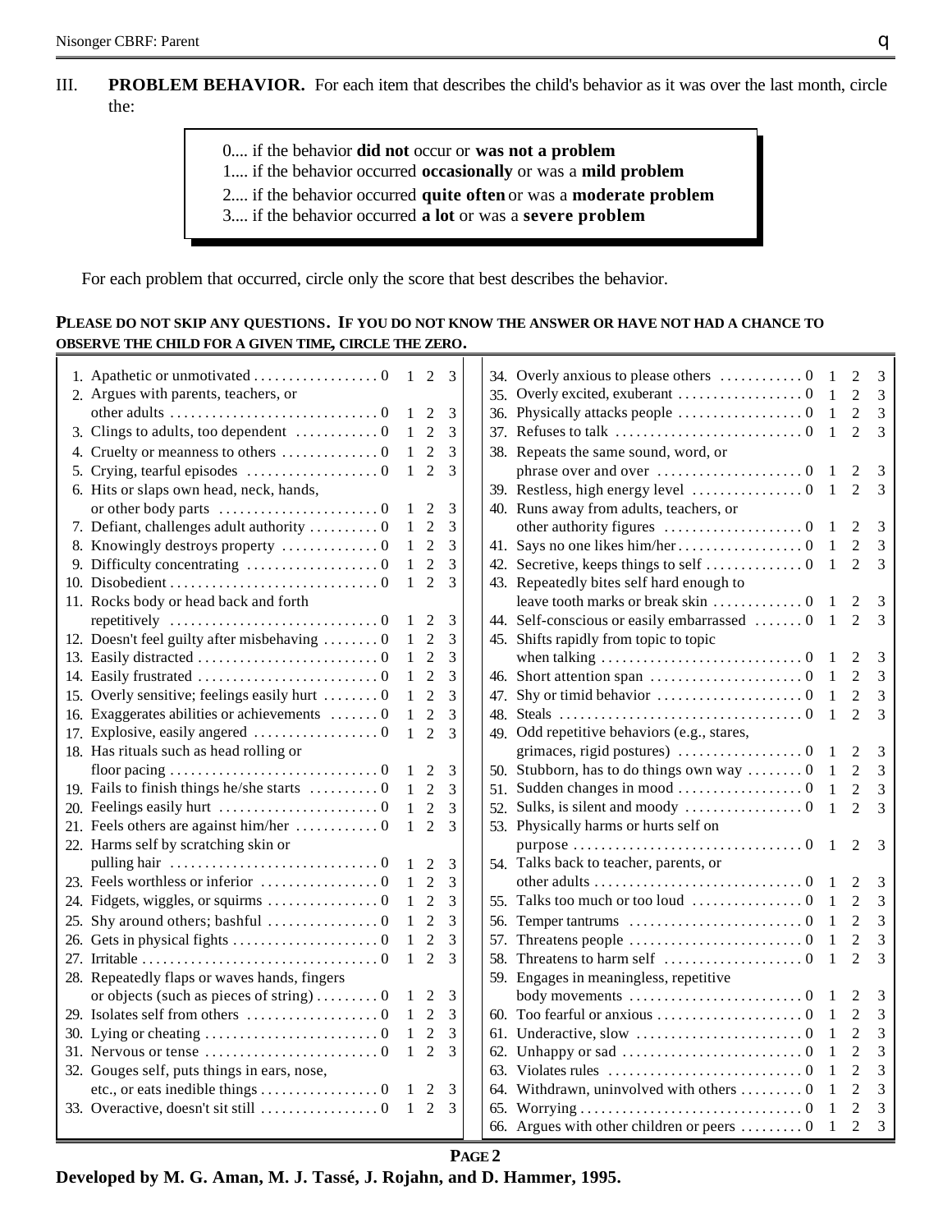III. **PROBLEM BEHAVIOR.** For each item that describes the child's behavior as it was over the last month, circle the:

> 0.... if the behavior **did not** occur or **was not a problem**
> 1.... if the behavior occurred **occasionally** or was a **mild problem**
> 2.... if the behavior occurred **quite often** or was a **moderate problem**
> 3.... if the behavior occurred **a lot** or was a **severe problem**

For each problem that occurred, circle only the score that best describes the behavior.

**PLEASE DO NOT SKIP ANY QUESTIONS. IF YOU DO NOT KNOW THE ANSWER OR HAVE NOT HAD A CHANCE TO OBSERVE THE CHILD FOR A GIVEN TIME, CIRCLE THE ZERO.**

| | | | | |
|---|---|---|---|---|
| 1. Apathetic or unmotivated | 0 | 1 | 2 | 3 |
| 2. Argues with parents, teachers, or other adults | 0 | 1 | 2 | 3 |
| 3. Clings to adults, too dependent | 0 | 1 | 2 | 3 |
| 4. Cruelty or meanness to others | 0 | 1 | 2 | 3 |
| 5. Crying, tearful episodes | 0 | 1 | 2 | 3 |
| 6. Hits or slaps own head, neck, hands, or other body parts | 0 | 1 | 2 | 3 |
| 7. Defiant, challenges adult authority | 0 | 1 | 2 | 3 |
| 8. Knowingly destroys property | 0 | 1 | 2 | 3 |
| 9. Difficulty concentrating | 0 | 1 | 2 | 3 |
| 10. Disobedient | 0 | 1 | 2 | 3 |
| 11. Rocks body or head back and forth repetitively | 0 | 1 | 2 | 3 |
| 12. Doesn't feel guilty after misbehaving | 0 | 1 | 2 | 3 |
| 13. Easily distracted | 0 | 1 | 2 | 3 |
| 14. Easily frustrated | 0 | 1 | 2 | 3 |
| 15. Overly sensitive; feelings easily hurt | 0 | 1 | 2 | 3 |
| 16. Exaggerates abilities or achievements | 0 | 1 | 2 | 3 |
| 17. Explosive, easily angered | 0 | 1 | 2 | 3 |
| 18. Has rituals such as head rolling or floor pacing | 0 | 1 | 2 | 3 |
| 19. Fails to finish things he/she starts | 0 | 1 | 2 | 3 |
| 20. Feelings easily hurt | 0 | 1 | 2 | 3 |
| 21. Feels others are against him/her | 0 | 1 | 2 | 3 |
| 22. Harms self by scratching skin or pulling hair | 0 | 1 | 2 | 3 |
| 23. Feels worthless or inferior | 0 | 1 | 2 | 3 |
| 24. Fidgets, wiggles, or squirms | 0 | 1 | 2 | 3 |
| 25. Shy around others; bashful | 0 | 1 | 2 | 3 |
| 26. Gets in physical fights | 0 | 1 | 2 | 3 |
| 27. Irritable | 0 | 1 | 2 | 3 |
| 28. Repeatedly flaps or waves hands, fingers or objects (such as pieces of string) | 0 | 1 | 2 | 3 |
| 29. Isolates self from others | 0 | 1 | 2 | 3 |
| 30. Lying or cheating | 0 | 1 | 2 | 3 |
| 31. Nervous or tense | 0 | 1 | 2 | 3 |
| 32. Gouges self, puts things in ears, nose, etc., or eats inedible things | 0 | 1 | 2 | 3 |
| 33. Overactive, doesn't sit still | 0 | 1 | 2 | 3 |
| 34. Overly anxious to please others | 0 | 1 | 2 | 3 |
| 35. Overly excited, exuberant | 0 | 1 | 2 | 3 |
| 36. Physically attacks people | 0 | 1 | 2 | 3 |
| 37. Refuses to talk | 0 | 1 | 2 | 3 |
| 38. Repeats the same sound, word, or phrase over and over | 0 | 1 | 2 | 3 |
| 39. Restless, high energy level | 0 | 1 | 2 | 3 |
| 40. Runs away from adults, teachers, or other authority figures | 0 | 1 | 2 | 3 |
| 41. Says no one likes him/her | 0 | 1 | 2 | 3 |
| 42. Secretive, keeps things to self | 0 | 1 | 2 | 3 |
| 43. Repeatedly bites self hard enough to leave tooth marks or break skin | 0 | 1 | 2 | 3 |
| 44. Self-conscious or easily embarrassed | 0 | 1 | 2 | 3 |
| 45. Shifts rapidly from topic to topic when talking | 0 | 1 | 2 | 3 |
| 46. Short attention span | 0 | 1 | 2 | 3 |
| 47. Shy or timid behavior | 0 | 1 | 2 | 3 |
| 48. Steals | 0 | 1 | 2 | 3 |
| 49. Odd repetitive behaviors (e.g., stares, grimaces, rigid postures) | 0 | 1 | 2 | 3 |
| 50. Stubborn, has to do things own way | 0 | 1 | 2 | 3 |
| 51. Sudden changes in mood | 0 | 1 | 2 | 3 |
| 52. Sulks, is silent and moody | 0 | 1 | 2 | 3 |
| 53. Physically harms or hurts self on purpose | 0 | 1 | 2 | 3 |
| 54. Talks back to teacher, parents, or other adults | 0 | 1 | 2 | 3 |
| 55. Talks too much or too loud | 0 | 1 | 2 | 3 |
| 56. Temper tantrums | 0 | 1 | 2 | 3 |
| 57. Threatens people | 0 | 1 | 2 | 3 |
| 58. Threatens to harm self | 0 | 1 | 2 | 3 |
| 59. Engages in meaningless, repetitive body movements | 0 | 1 | 2 | 3 |
| 60. Too fearful or anxious | 0 | 1 | 2 | 3 |
| 61. Underactive, slow | 0 | 1 | 2 | 3 |
| 62. Unhappy or sad | 0 | 1 | 2 | 3 |
| 63. Violates rules | 0 | 1 | 2 | 3 |
| 64. Withdrawn, uninvolved with others | 0 | 1 | 2 | 3 |
| 65. Worrying | 0 | 1 | 2 | 3 |
| 66. Argues with other children or peers | 0 | 1 | 2 | 3 |

**Developed by M. G. Aman, M. J. Tassé, J. Rojahn, and D. Hammer, 1995.**